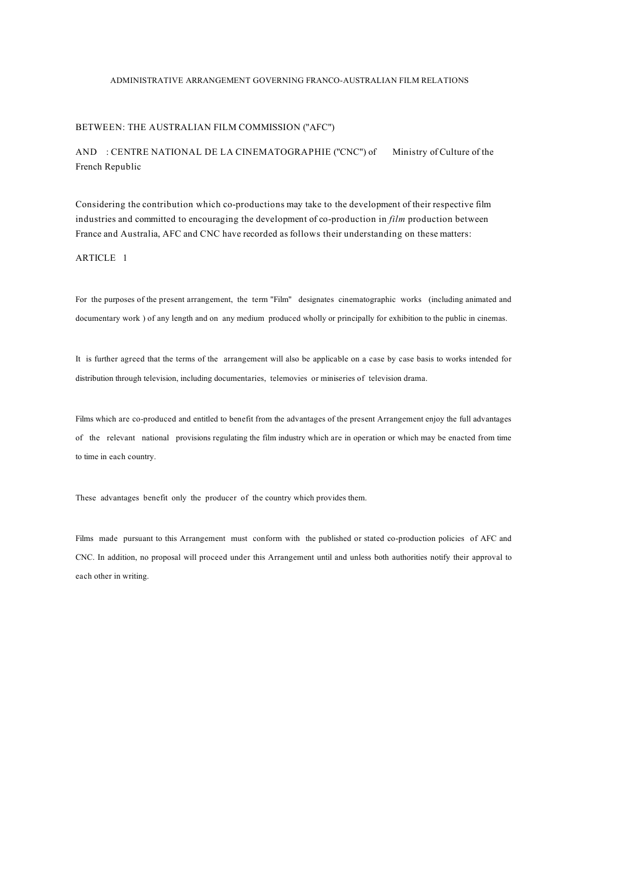# ADMINISTRATIVE ARRANGEMENT GOVERNING FRANCO-AUSTRALIAN FILM RELATIONS

BETWEEN: THE AUSTRALIAN FILM COMMISSION ("AFC")

AND : CENTRE NATIONAL DE LA CINEMATOGRAPHIE ("CNC") of Ministry of Culture of the French Republic

Considering the contribution which co-productions may take to the development of their respective film industries and committed to encouraging the development of co-production in *film* production between France and Australia, AFC and CNC have recorded as follows their understanding on these matters:

## ARTICLE 1

For the purposes of the present arrangement, the term "Film" designates cinematographic works (including animated and documentary work ) of any length and on any medium produced wholly or principally for exhibition to the public in cinemas.

It is further agreed that the terms of the arrangement will also be applicable on a case by case basis to works intended for distribution through television, including documentaries, telemovies or miniseries of television drama.

Films which are co-produced and entitled to benefit from the advantages of the present Arrangement enjoy the full advantages of the relevant national provisions regulating the film industry which are in operation or which may be enacted from time to time in each country.

These advantages benefit only the producer of the country which provides them.

Films made pursuant to this Arrangement must conform with the published or stated co-production policies of AFC and CNC. In addition, no proposal will proceed under this Arrangement until and unless both authorities notify their approval to each other in writing.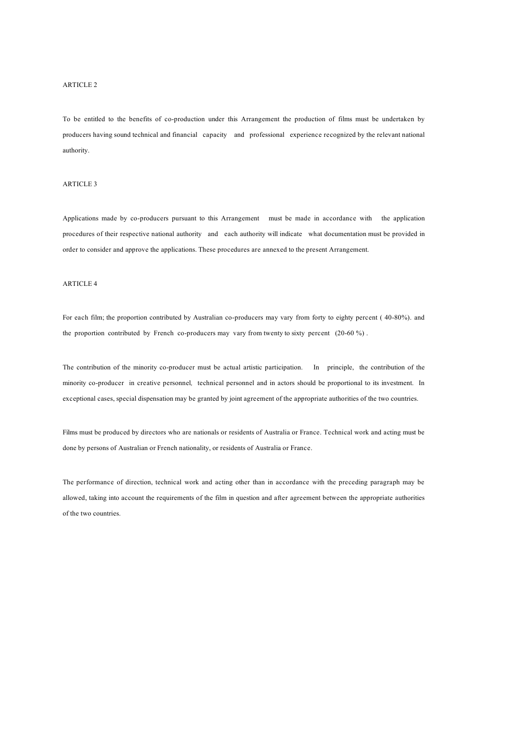## ARTICLE 2

To be entitled to the benefits of co-production under this Arrangement the production of films must be undertaken by producers having sound technical and financial capacity and professional experience recognized by the relevant national authority.

## ARTICLE 3

Applications made by co-producers pursuant to this Arrangement must be made in accordance with the application procedures of their respective national authority and each authority will indicate what documentation must be provided in order to consider and approve the applications. These procedures are annexed to the present Arrangement.

## ARTICLE 4

For each film; the proportion contributed by Australian co-producers may vary from forty to eighty percent ( 40-80%). and the proportion contributed by French co-producers may vary from twenty to sixty percent (20-60 %) .

The contribution of the minority co-producer must be actual artistic participation. In principle, the contribution of the minority co-producer in creative personnel, technical personnel and in actors should be proportional to its investment. In exceptional cases, special dispensation may be granted by joint agreement of the appropriate authorities of the two countries.

Films must be produced by directors who are nationals or residents of Australia or France. Technical work and acting must be done by persons of Australian or French nationality, or residents of Australia or France.

The performance of direction, technical work and acting other than in accordance with the preceding paragraph may be allowed, taking into account the requirements of the film in question and after agreement between the appropriate authorities of the two countries.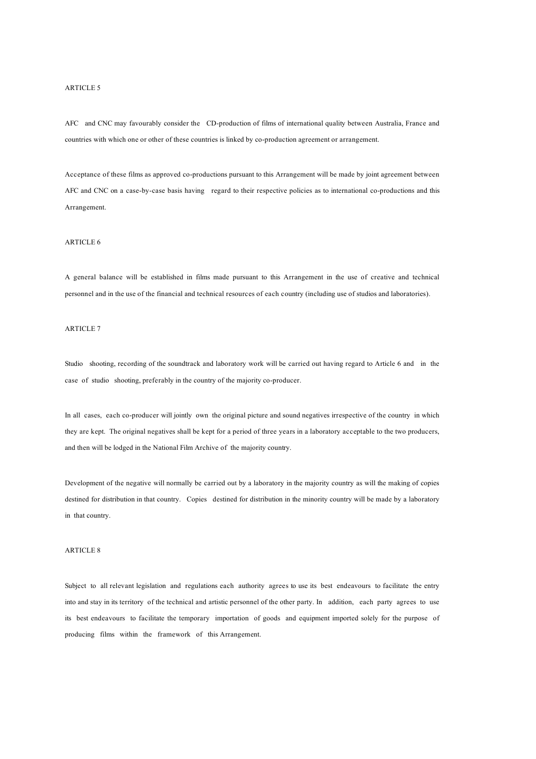ARTICLE 5

AFC and CNC may favourably consider the CD-production of films of international quality between Australia, France and countries with which one or other of these countries is linked by co-production agreement or arrangement.

Acceptance of these films as approved co-productions pursuant to this Arrangement will be made by joint agreement between AFC and CNC on a case-by-case basis having regard to their respective policies as to international co-productions and this Arrangement.

ARTICLE 6

A general balance will be established in films made pursuant to this Arrangement in the use of creative and technical personnel and in the use of the financial and technical resources of each country (including use of studios and laboratories).

ARTICLE 7

Studio shooting, recording of the soundtrack and laboratory work will be carried out having regard to Article 6 and in the case of studio shooting, preferably in the country of the majority co-producer.

In all cases, each co-producer will jointly own the original picture and sound negatives irrespective of the country in which they are kept. The original negatives shall be kept for a period of three years in a laboratory acceptable to the two producers, and then will be lodged in the National Film Archive of the majority country.

Development of the negative will normally be carried out by a laboratory in the majority country as will the making of copies destined for distribution in that country. Copies destined for distribution in the minority country will be made by a laboratory in that country.

ARTICLE 8

Subject to all relevant legislation and regulations each authority agrees to use its best endeavours to facilitate the entry into and stay in its territory of the technical and artistic personnel of the other party. In addition, each party agrees to use its best endeavours to facilitate the temporary importation of goods and equipment imported solely for the purpose of producing films within the framework of this Arrangement.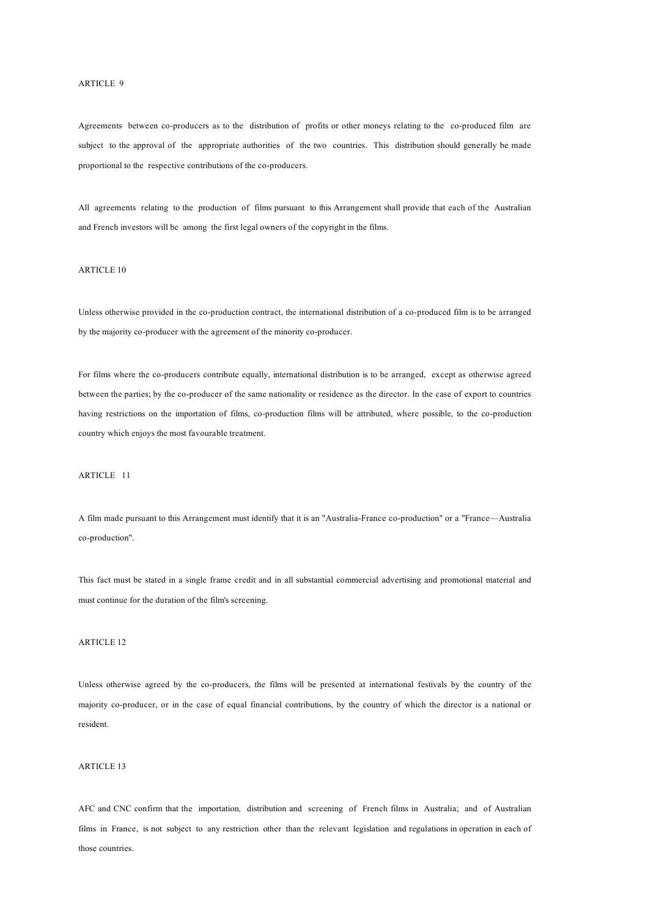## ARTICLE 9

Agreements between co-producers as to the distribution of profits or other moneys relating to the co-produced film are subject to the approval of the appropriate authorities of the two countries. This distribution should generally be made proportional to the respective contributions of the co-producers.

All agreements relating to the production of films pursuant to this Arrangement shall provide that each of the Australian and French investors will be among the first legal owners of the copyright in the films.

## ARTICLE 10

Unless otherwise provided in the co-production contract, the international distribution of a co-produced film is to be arranged by the majority co-producer with the agreement of the minority co-producer.

For films where the co-producers contribute equally, international distribution is to be arranged, except as otherwise agreed between the parties; by the co-producer of the same nationality or residence as the director. In the case of export to countries having restrictions on the importation of films, co-production films will be attributed, where possible, to the co-production country which enjoys the most favourable treatment.

## ARTICLE 11

A film made pursuant to this Arrangement must identify that it is an "Australia-France co-production" or a "France—Australia co-production".

This fact must be stated in a single frame credit and in all substantial commercial advertising and promotional material and must continue for the duration of the film's screening.

## ARTICLE 12

Unless otherwise agreed by the co-producers, the films will be presented at international festivals by the country of the majority co-producer, or in the case of equal financial contributions, by the country of which the director is a national or resident.

## ARTICLE 13

AFC and CNC confirm that the importation, distribution and screening of French films in Australia; and of Australian films in France, is not subject to any restriction other than the relevant legislation and regulations in operation in each of those countries.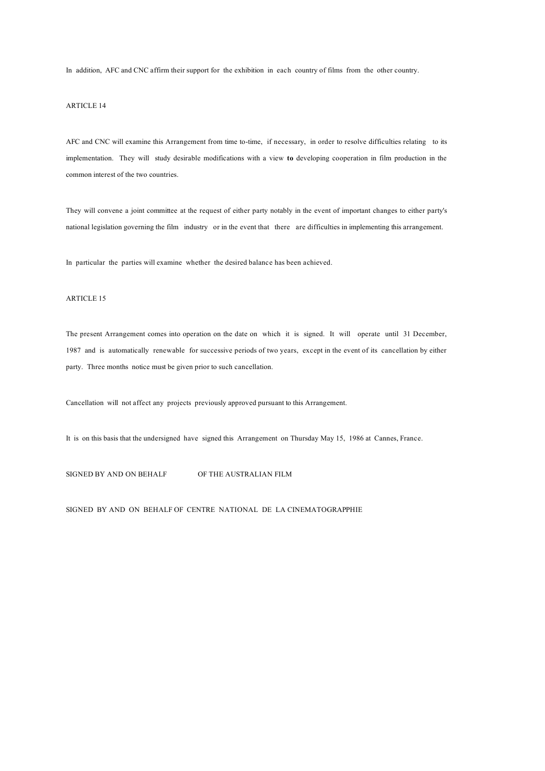In addition, AFC and CNC affirm their support for the exhibition in each country of films from the other country.

ARTICLE 14

AFC and CNC will examine this Arrangement from time to-time, if necessary, in order to resolve difficulties relating to its implementation. They will study desirable modifications with a view **to** developing cooperation in film production in the common interest of the two countries.

They will convene a joint committee at the request of either party notably in the event of important changes to either party's national legislation governing the film industry or in the event that there are difficulties in implementing this arrangement.

In particular the parties will examine whether the desired balance has been achieved.

ARTICLE 15

The present Arrangement comes into operation on the date on which it is signed. It will operate until 31 December, 1987 and is automatically renewable for successive periods of two years, except in the event of its cancellation by either party. Three months notice must be given prior to such cancellation.

Cancellation will not affect any projects previously approved pursuant to this Arrangement.

It is on this basis that the undersigned have signed this Arrangement on Thursday May 15, 1986 at Cannes, France.

SIGNED BY AND ON BEHALF OF THE AUSTRALIAN FILM

SIGNED BY AND ON BEHALF OF CENTRE NATIONAL DE LA CINEMATOGRAPPHIE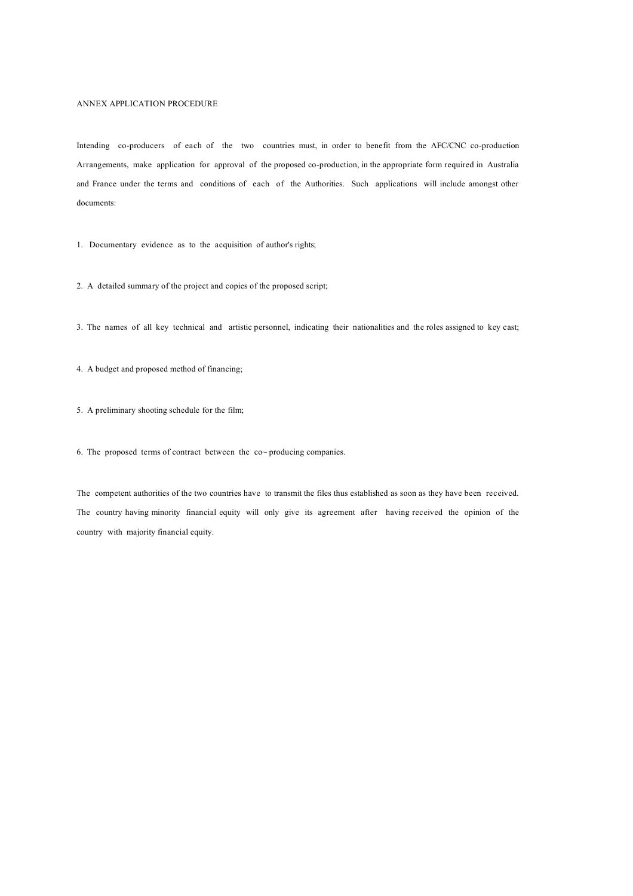## ANNEX APPLICATION PROCEDURE

Intending co-producers of each of the two countries must, in order to benefit from the AFC/CNC co-production Arrangements, make application for approval of the proposed co-production, in the appropriate form required in Australia and France under the terms and conditions of each of the Authorities. Such applications will include amongst other documents:

1. Documentary evidence as to the acquisition of author's rights;

2. A detailed summary of the project and copies of the proposed script;

3. The names of all key technical and artistic personnel, indicating their nationalities and the roles assigned to key cast;

4. A budget and proposed method of financing;

5. A preliminary shooting schedule for the film;

6. The proposed terms of contract between the co~ producing companies.

The competent authorities of the two countries have to transmit the files thus established as soon as they have been received. The country having minority financial equity will only give its agreement after having received the opinion of the country with majority financial equity.